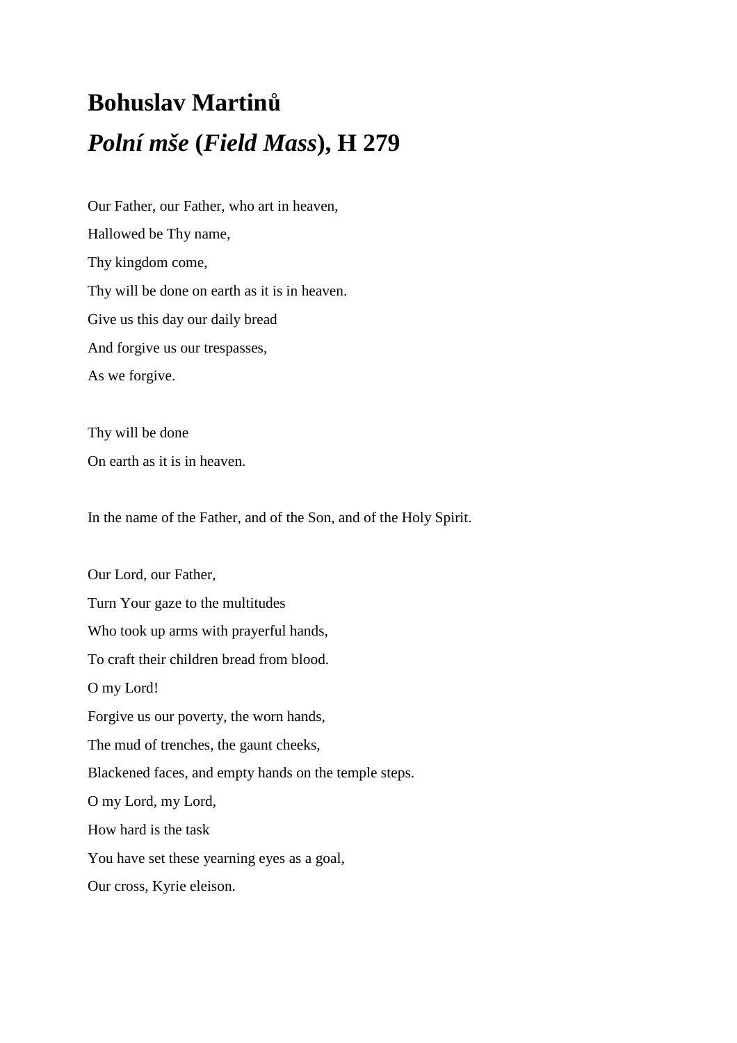# Bohuslav Martinů

## *Polní mše* (*Field Mass*), H 279

Our Father, our Father, who art in heaven,
Hallowed be Thy name,
Thy kingdom come,
Thy will be done on earth as it is in heaven.
Give us this day our daily bread
And forgive us our trespasses,
As we forgive.

Thy will be done
On earth as it is in heaven.

In the name of the Father, and of the Son, and of the Holy Spirit.

Our Lord, our Father,
Turn Your gaze to the multitudes
Who took up arms with prayerful hands,
To craft their children bread from blood.
O my Lord!
Forgive us our poverty, the worn hands,
The mud of trenches, the gaunt cheeks,
Blackened faces, and empty hands on the temple steps.
O my Lord, my Lord,
How hard is the task
You have set these yearning eyes as a goal,
Our cross, Kyrie eleison.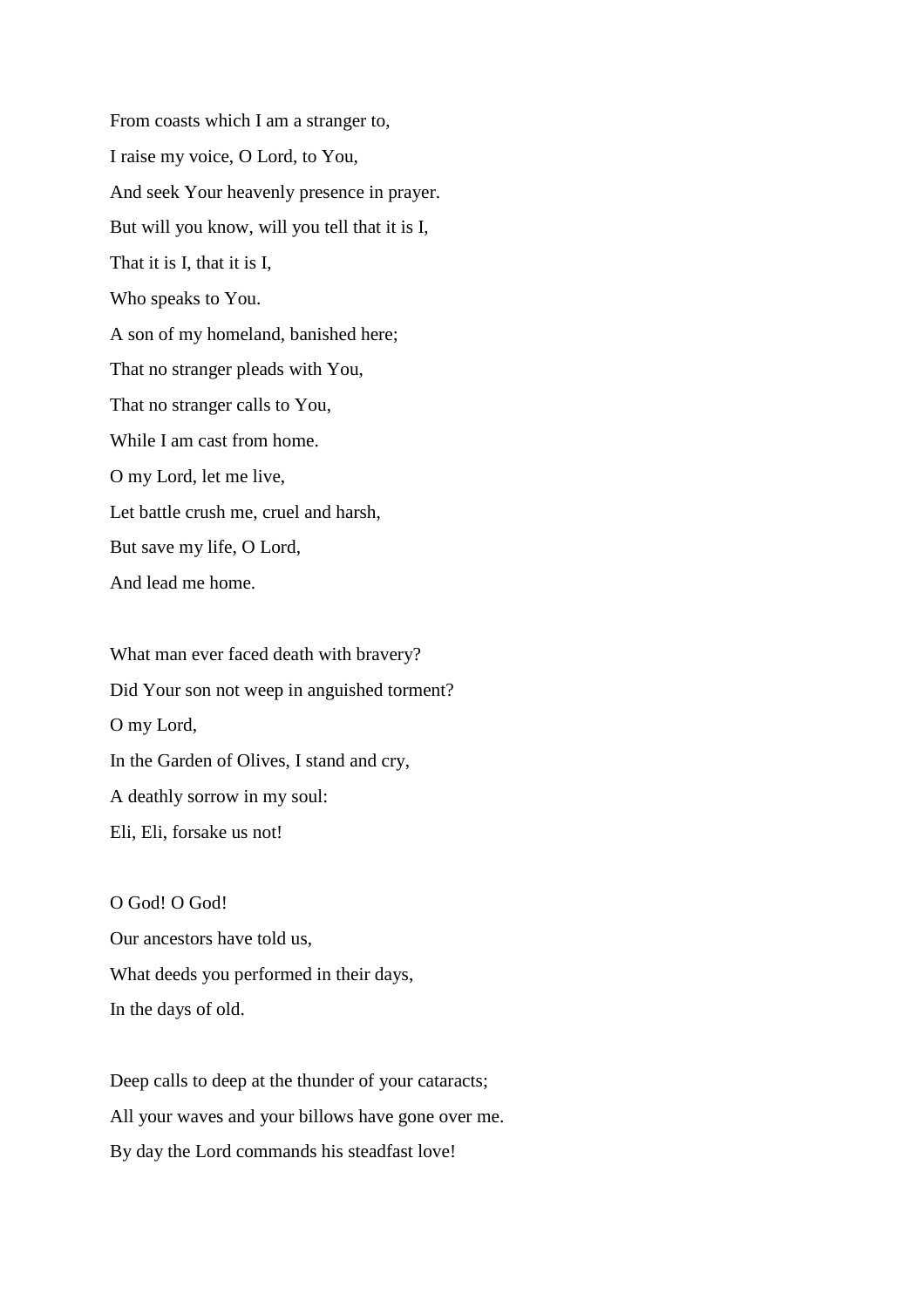From coasts which I am a stranger to,

I raise my voice, O Lord, to You,

And seek Your heavenly presence in prayer.

But will you know, will you tell that it is I,

That it is I, that it is I,

Who speaks to You.

A son of my homeland, banished here;

That no stranger pleads with You,

That no stranger calls to You,

While I am cast from home.

O my Lord, let me live,

Let battle crush me, cruel and harsh,

But save my life, O Lord,

And lead me home.

What man ever faced death with bravery?

Did Your son not weep in anguished torment?

O my Lord,

In the Garden of Olives, I stand and cry,

A deathly sorrow in my soul:

Eli, Eli, forsake us not!

O God! O God!

Our ancestors have told us,

What deeds you performed in their days,

In the days of old.

Deep calls to deep at the thunder of your cataracts;

All your waves and your billows have gone over me.

By day the Lord commands his steadfast love!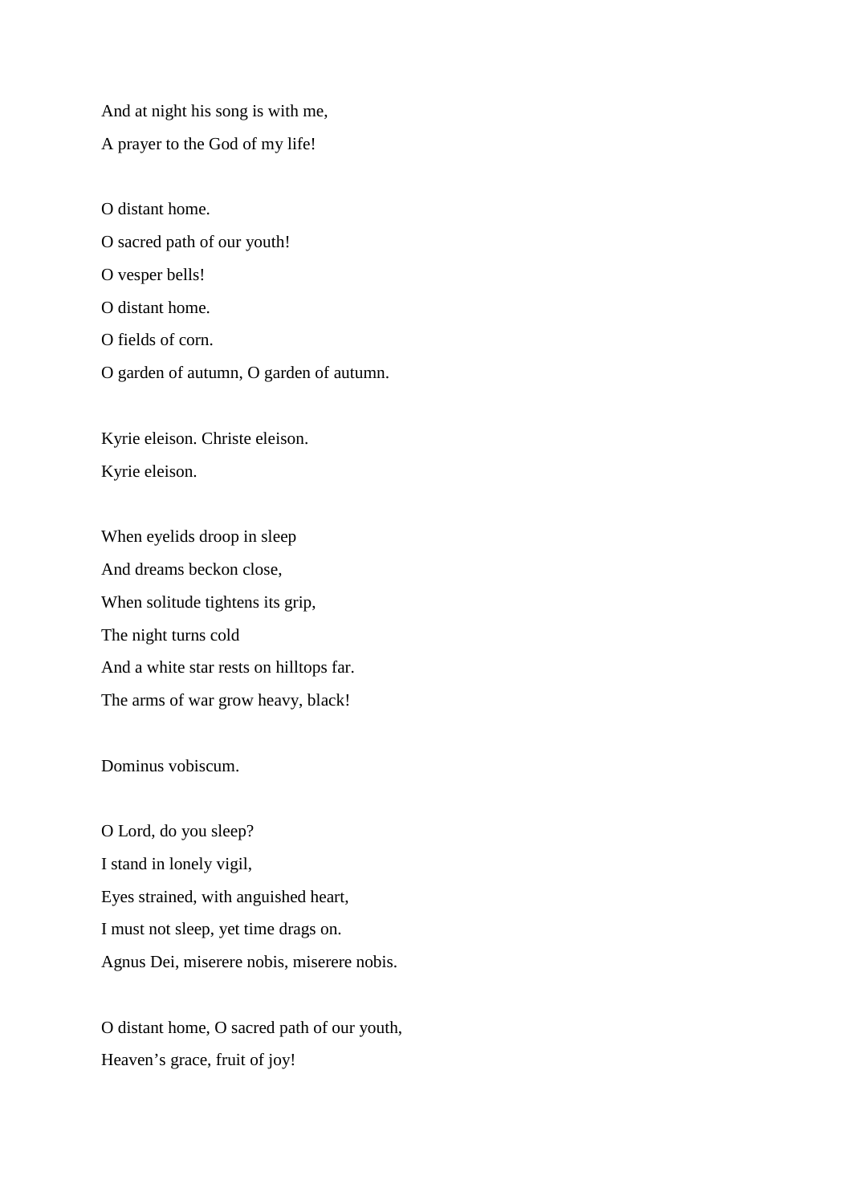And at night his song is with me,  
A prayer to the God of my life!

O distant home.  
O sacred path of our youth!  
O vesper bells!  
O distant home.  
O fields of corn.  
O garden of autumn, O garden of autumn.

Kyrie eleison. Christe eleison.  
Kyrie eleison.

When eyelids droop in sleep  
And dreams beckon close,  
When solitude tightens its grip,  
The night turns cold  
And a white star rests on hilltops far.  
The arms of war grow heavy, black!

Dominus vobiscum.

O Lord, do you sleep?  
I stand in lonely vigil,  
Eyes strained, with anguished heart,  
I must not sleep, yet time drags on.  
Agnus Dei, miserere nobis, miserere nobis.

O distant home, O sacred path of our youth,  
Heaven's grace, fruit of joy!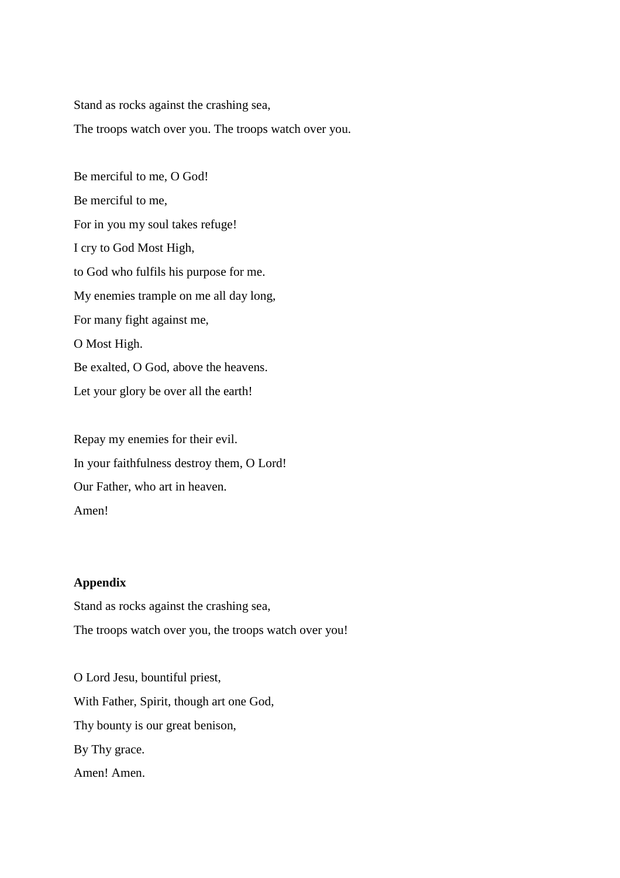Stand as rocks against the crashing sea,

The troops watch over you. The troops watch over you.

Be merciful to me, O God!

Be merciful to me,

For in you my soul takes refuge!

I cry to God Most High,

to God who fulfils his purpose for me.

My enemies trample on me all day long,

For many fight against me,

O Most High.

Be exalted, O God, above the heavens.

Let your glory be over all the earth!

Repay my enemies for their evil.

In your faithfulness destroy them, O Lord!

Our Father, who art in heaven.

Amen!

**Appendix**

Stand as rocks against the crashing sea,

The troops watch over you, the troops watch over you!

O Lord Jesu, bountiful priest,

With Father, Spirit, though art one God,

Thy bounty is our great benison,

By Thy grace.

Amen! Amen.